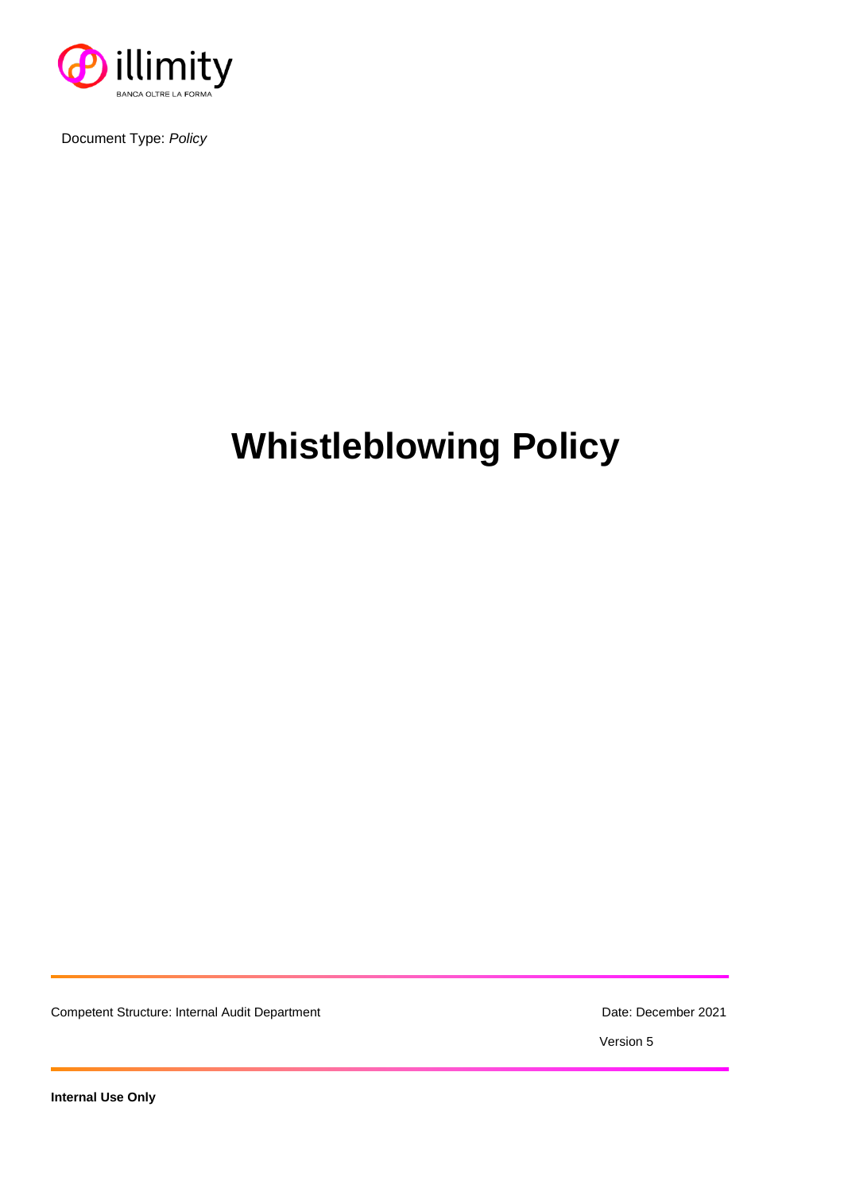illimity

BANCA OLTRE LA FORMA

Document Type: *Policy*

# Whistleblowing Policy

Competent Structure: Internal Audit Department

Date: December 2021

Version 5

**Internal Use Only**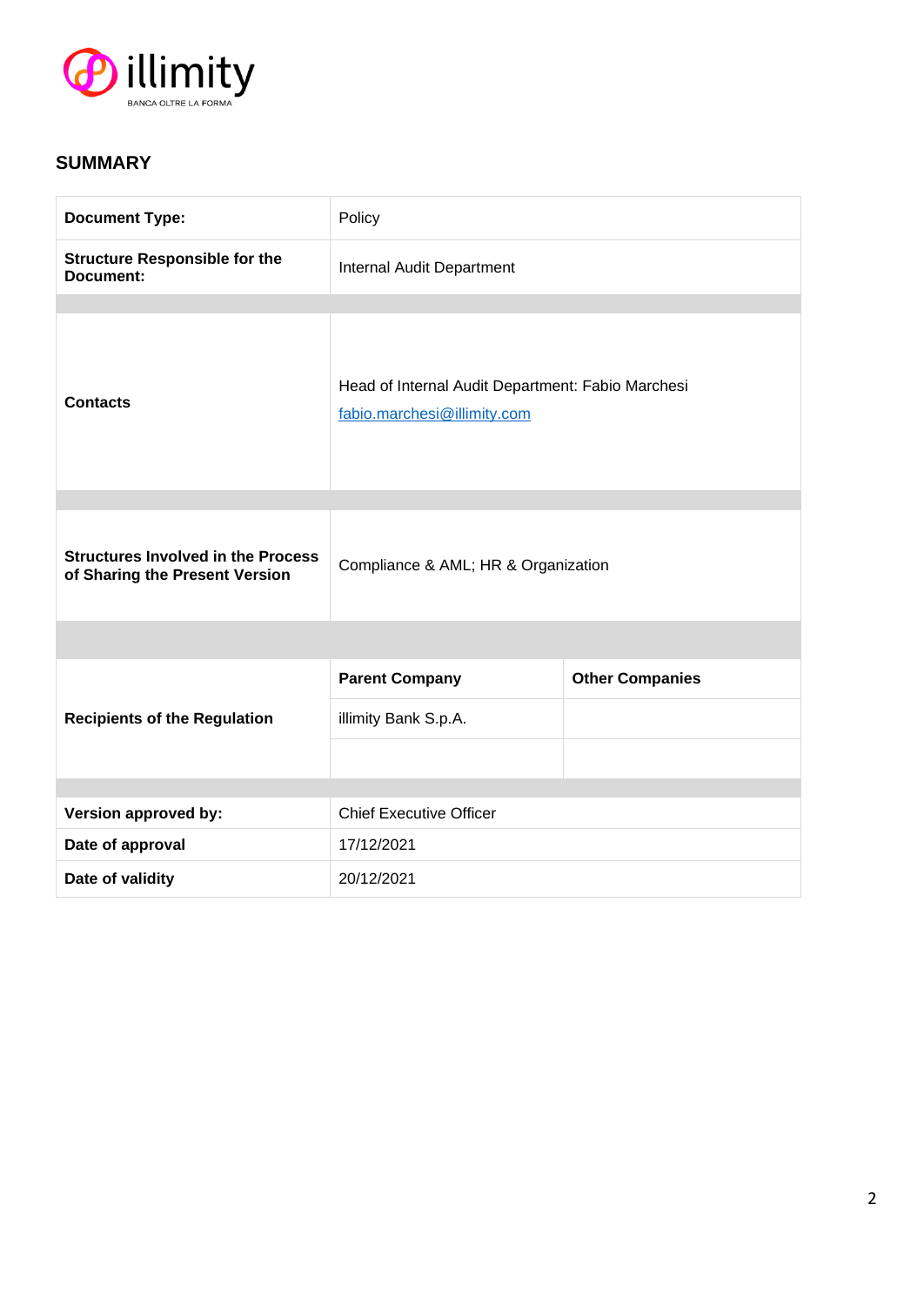## SUMMARY

| Document Type: | Policy | |
|---|---|---|
| **Structure Responsible for the Document:** | Internal Audit Department | |
| | | |
| **Contacts** | Head of Internal Audit Department: Fabio Marchesi<br>fabio.marchesi@illimity.com | |
| | | |
| **Structures Involved in the Process of Sharing the Present Version** | Compliance & AML; HR & Organization | |
| | | |
| **Recipients of the Regulation** | **Parent Company** | **Other Companies** |
| | illimity Bank S.p.A. | |
| | | |
| | | |
| **Version approved by:** | Chief Executive Officer | |
| **Date of approval** | 17/12/2021 | |
| **Date of validity** | 20/12/2021 | |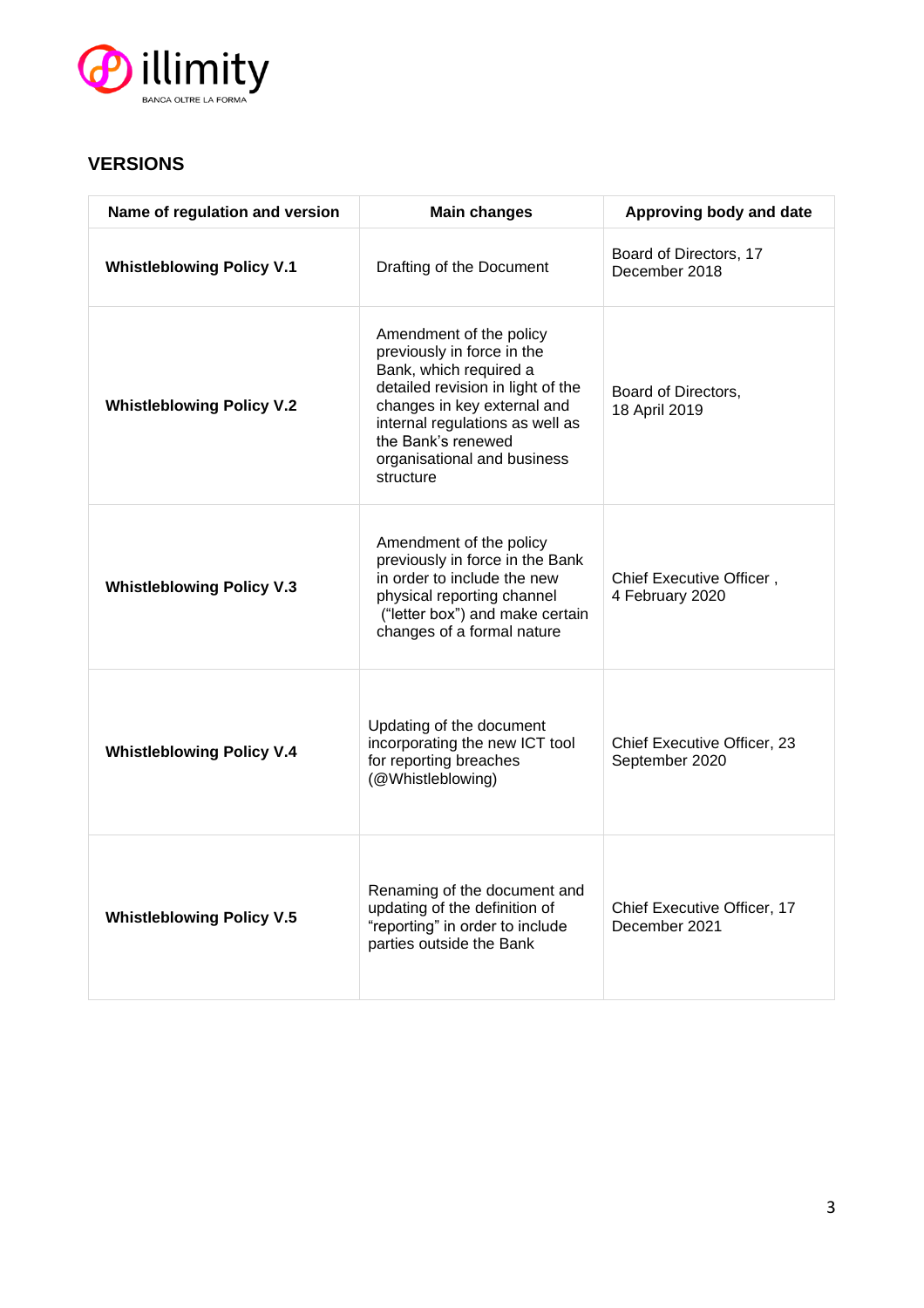## VERSIONS

| Name of regulation and version | Main changes | Approving body and date |
| --- | --- | --- |
| **Whistleblowing Policy V.1** | Drafting of the Document | Board of Directors, 17 December 2018 |
| **Whistleblowing Policy V.2** | Amendment of the policy previously in force in the Bank, which required a detailed revision in light of the changes in key external and internal regulations as well as the Bank's renewed organisational and business structure | Board of Directors, 18 April 2019 |
| **Whistleblowing Policy V.3** | Amendment of the policy previously in force in the Bank in order to include the new physical reporting channel ("letter box") and make certain changes of a formal nature | Chief Executive Officer , 4 February 2020 |
| **Whistleblowing Policy V.4** | Updating of the document incorporating the new ICT tool for reporting breaches (@Whistleblowing) | Chief Executive Officer, 23 September 2020 |
| **Whistleblowing Policy V.5** | Renaming of the document and updating of the definition of "reporting" in order to include parties outside the Bank | Chief Executive Officer, 17 December 2021 |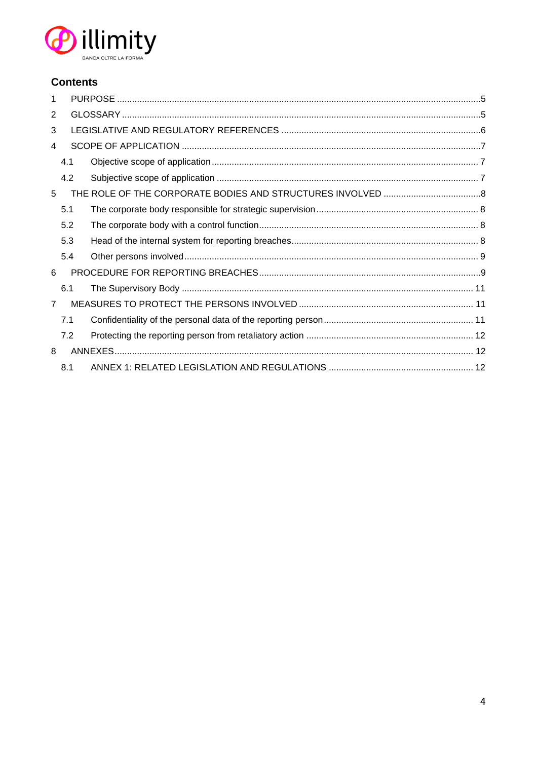## Contents

1 PURPOSE ....5
2 GLOSSARY ....5
3 LEGISLATIVE AND REGULATORY REFERENCES ....6
4 SCOPE OF APPLICATION ....7
  4.1 Objective scope of application ....7
  4.2 Subjective scope of application ....7
5 THE ROLE OF THE CORPORATE BODIES AND STRUCTURES INVOLVED ....8
  5.1 The corporate body responsible for strategic supervision ....8
  5.2 The corporate body with a control function ....8
  5.3 Head of the internal system for reporting breaches ....8
  5.4 Other persons involved ....9
6 PROCEDURE FOR REPORTING BREACHES ....9
  6.1 The Supervisory Body ....11
7 MEASURES TO PROTECT THE PERSONS INVOLVED ....11
  7.1 Confidentiality of the personal data of the reporting person ....11
  7.2 Protecting the reporting person from retaliatory action ....12
8 ANNEXES ....12
  8.1 ANNEX 1: RELATED LEGISLATION AND REGULATIONS ....12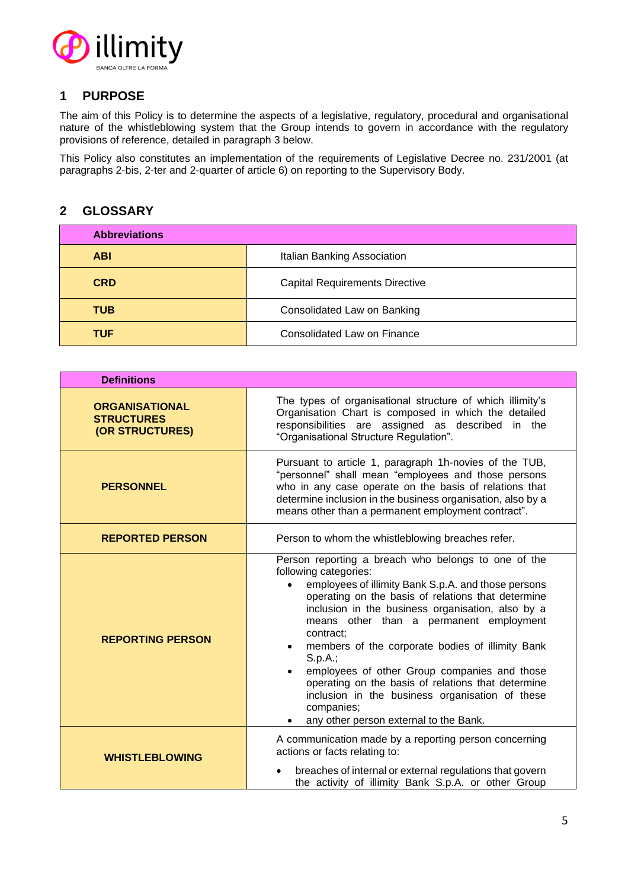## 1 PURPOSE

The aim of this Policy is to determine the aspects of a legislative, regulatory, procedural and organisational nature of the whistleblowing system that the Group intends to govern in accordance with the regulatory provisions of reference, detailed in paragraph 3 below.

This Policy also constitutes an implementation of the requirements of Legislative Decree no. 231/2001 (at paragraphs 2-bis, 2-ter and 2-quarter of article 6) on reporting to the Supervisory Body.

## 2 GLOSSARY

| Abbreviations | |
|---|---|
| **ABI** | Italian Banking Association |
| **CRD** | Capital Requirements Directive |
| **TUB** | Consolidated Law on Banking |
| **TUF** | Consolidated Law on Finance |

| Definitions | |
|---|---|
| **ORGANISATIONAL STRUCTURES (OR STRUCTURES)** | The types of organisational structure of which illimity's Organisation Chart is composed in which the detailed responsibilities are assigned as described in the "Organisational Structure Regulation". |
| **PERSONNEL** | Pursuant to article 1, paragraph 1h-novies of the TUB, "personnel" shall mean "employees and those persons who in any case operate on the basis of relations that determine inclusion in the business organisation, also by a means other than a permanent employment contract". |
| **REPORTED PERSON** | Person to whom the whistleblowing breaches refer. |
| **REPORTING PERSON** | Person reporting a breach who belongs to one of the following categories:<br>• employees of illimity Bank S.p.A. and those persons operating on the basis of relations that determine inclusion in the business organisation, also by a means other than a permanent employment contract;<br>• members of the corporate bodies of illimity Bank S.p.A.;<br>• employees of other Group companies and those operating on the basis of relations that determine inclusion in the business organisation of these companies;<br>• any other person external to the Bank. |
| **WHISTLEBLOWING** | A communication made by a reporting person concerning actions or facts relating to:<br>• breaches of internal or external regulations that govern the activity of illimity Bank S.p.A. or other Group |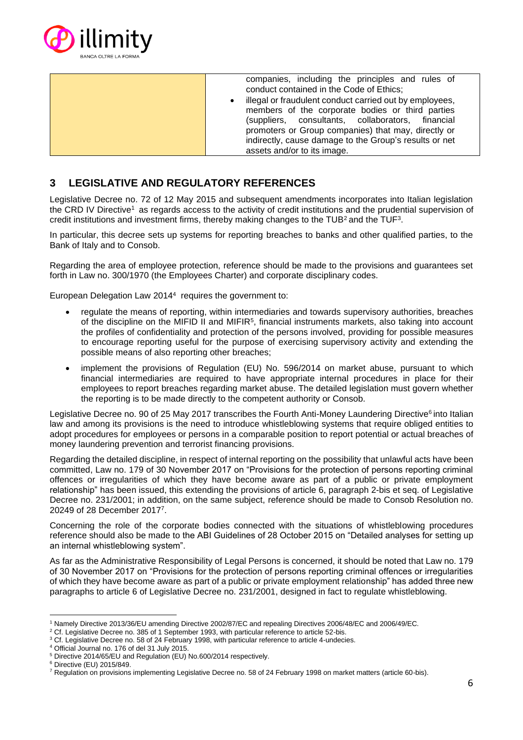| | companies, including the principles and rules of conduct contained in the Code of Ethics; <br> • illegal or fraudulent conduct carried out by employees, members of the corporate bodies or third parties (suppliers, consultants, collaborators, financial promoters or Group companies) that may, directly or indirectly, cause damage to the Group's results or net assets and/or to its image. |
|---|---|

## 3 LEGISLATIVE AND REGULATORY REFERENCES

Legislative Decree no. 72 of 12 May 2015 and subsequent amendments incorporates into Italian legislation the CRD IV Directive[1] as regards access to the activity of credit institutions and the prudential supervision of credit institutions and investment firms, thereby making changes to the TUB[2] and the TUF[3].

In particular, this decree sets up systems for reporting breaches to banks and other qualified parties, to the Bank of Italy and to Consob.

Regarding the area of employee protection, reference should be made to the provisions and guarantees set forth in Law no. 300/1970 (the Employees Charter) and corporate disciplinary codes.

European Delegation Law 2014[4] requires the government to:

- regulate the means of reporting, within intermediaries and towards supervisory authorities, breaches of the discipline on the MIFID II and MIFIR[5], financial instruments markets, also taking into account the profiles of confidentiality and protection of the persons involved, providing for possible measures to encourage reporting useful for the purpose of exercising supervisory activity and extending the possible means of also reporting other breaches;
- implement the provisions of Regulation (EU) No. 596/2014 on market abuse, pursuant to which financial intermediaries are required to have appropriate internal procedures in place for their employees to report breaches regarding market abuse. The detailed legislation must govern whether the reporting is to be made directly to the competent authority or Consob.

Legislative Decree no. 90 of 25 May 2017 transcribes the Fourth Anti-Money Laundering Directive[6] into Italian law and among its provisions is the need to introduce whistleblowing systems that require obliged entities to adopt procedures for employees or persons in a comparable position to report potential or actual breaches of money laundering prevention and terrorist financing provisions.

Regarding the detailed discipline, in respect of internal reporting on the possibility that unlawful acts have been committed, Law no. 179 of 30 November 2017 on "Provisions for the protection of persons reporting criminal offences or irregularities of which they have become aware as part of a public or private employment relationship" has been issued, this extending the provisions of article 6, paragraph 2-bis et seq. of Legislative Decree no. 231/2001; in addition, on the same subject, reference should be made to Consob Resolution no. 20249 of 28 December 2017[7].

Concerning the role of the corporate bodies connected with the situations of whistleblowing procedures reference should also be made to the ABI Guidelines of 28 October 2015 on "Detailed analyses for setting up an internal whistleblowing system".

As far as the Administrative Responsibility of Legal Persons is concerned, it should be noted that Law no. 179 of 30 November 2017 on "Provisions for the protection of persons reporting criminal offences or irregularities of which they have become aware as part of a public or private employment relationship" has added three new paragraphs to article 6 of Legislative Decree no. 231/2001, designed in fact to regulate whistleblowing.

---

[1] Namely Directive 2013/36/EU amending Directive 2002/87/EC and repealing Directives 2006/48/EC and 2006/49/EC.

[2] Cf. Legislative Decree no. 385 of 1 September 1993, with particular reference to article 52-bis.

[3] Cf. Legislative Decree no. 58 of 24 February 1998, with particular reference to article 4-undecies.

[4] Official Journal no. 176 of del 31 July 2015.

[5] Directive 2014/65/EU and Regulation (EU) No.600/2014 respectively.

[6] Directive (EU) 2015/849.

[7] Regulation on provisions implementing Legislative Decree no. 58 of 24 February 1998 on market matters (article 60-bis).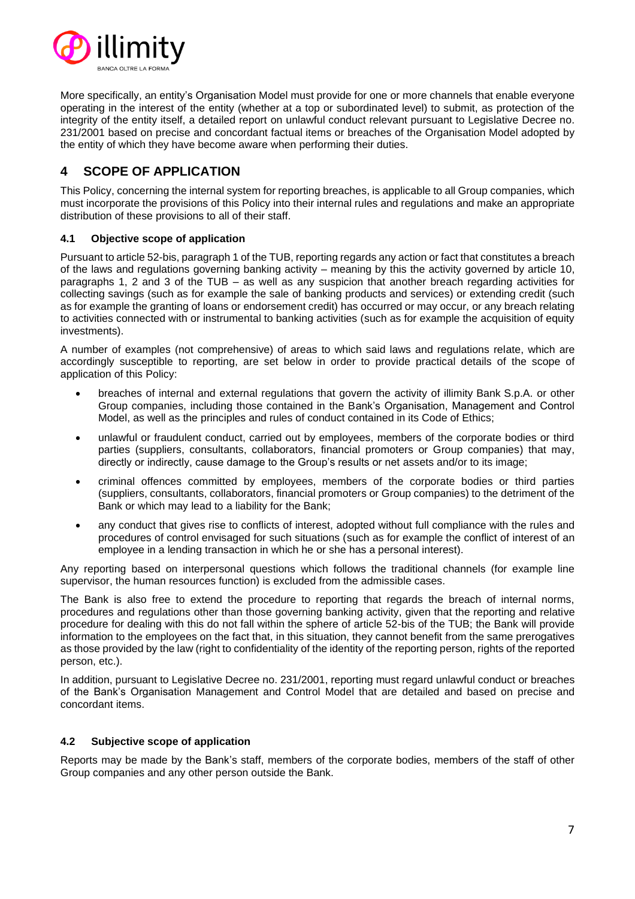More specifically, an entity's Organisation Model must provide for one or more channels that enable everyone operating in the interest of the entity (whether at a top or subordinated level) to submit, as protection of the integrity of the entity itself, a detailed report on unlawful conduct relevant pursuant to Legislative Decree no. 231/2001 based on precise and concordant factual items or breaches of the Organisation Model adopted by the entity of which they have become aware when performing their duties.

# 4 SCOPE OF APPLICATION

This Policy, concerning the internal system for reporting breaches, is applicable to all Group companies, which must incorporate the provisions of this Policy into their internal rules and regulations and make an appropriate distribution of these provisions to all of their staff.

### 4.1 Objective scope of application

Pursuant to article 52-bis, paragraph 1 of the TUB, reporting regards any action or fact that constitutes a breach of the laws and regulations governing banking activity – meaning by this the activity governed by article 10, paragraphs 1, 2 and 3 of the TUB – as well as any suspicion that another breach regarding activities for collecting savings (such as for example the sale of banking products and services) or extending credit (such as for example the granting of loans or endorsement credit) has occurred or may occur, or any breach relating to activities connected with or instrumental to banking activities (such as for example the acquisition of equity investments).

A number of examples (not comprehensive) of areas to which said laws and regulations relate, which are accordingly susceptible to reporting, are set below in order to provide practical details of the scope of application of this Policy:

- breaches of internal and external regulations that govern the activity of illimity Bank S.p.A. or other Group companies, including those contained in the Bank's Organisation, Management and Control Model, as well as the principles and rules of conduct contained in its Code of Ethics;
- unlawful or fraudulent conduct, carried out by employees, members of the corporate bodies or third parties (suppliers, consultants, collaborators, financial promoters or Group companies) that may, directly or indirectly, cause damage to the Group's results or net assets and/or to its image;
- criminal offences committed by employees, members of the corporate bodies or third parties (suppliers, consultants, collaborators, financial promoters or Group companies) to the detriment of the Bank or which may lead to a liability for the Bank;
- any conduct that gives rise to conflicts of interest, adopted without full compliance with the rules and procedures of control envisaged for such situations (such as for example the conflict of interest of an employee in a lending transaction in which he or she has a personal interest).

Any reporting based on interpersonal questions which follows the traditional channels (for example line supervisor, the human resources function) is excluded from the admissible cases.

The Bank is also free to extend the procedure to reporting that regards the breach of internal norms, procedures and regulations other than those governing banking activity, given that the reporting and relative procedure for dealing with this do not fall within the sphere of article 52-bis of the TUB; the Bank will provide information to the employees on the fact that, in this situation, they cannot benefit from the same prerogatives as those provided by the law (right to confidentiality of the identity of the reporting person, rights of the reported person, etc.).

In addition, pursuant to Legislative Decree no. 231/2001, reporting must regard unlawful conduct or breaches of the Bank's Organisation Management and Control Model that are detailed and based on precise and concordant items.

### 4.2 Subjective scope of application

Reports may be made by the Bank's staff, members of the corporate bodies, members of the staff of other Group companies and any other person outside the Bank.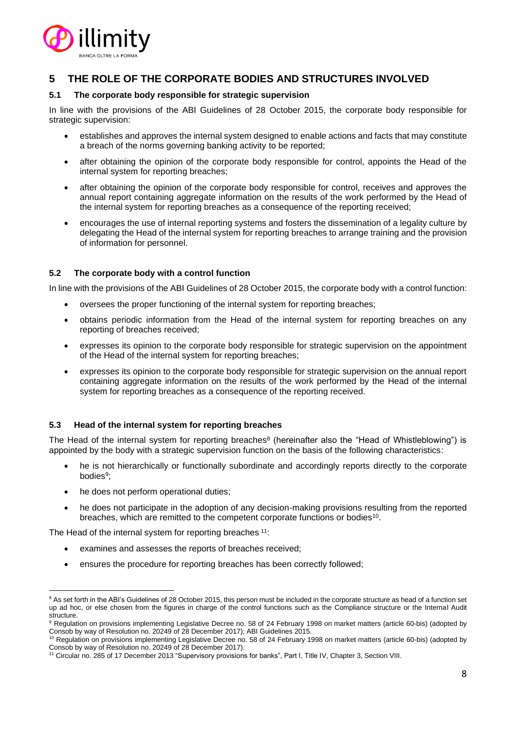## 5 THE ROLE OF THE CORPORATE BODIES AND STRUCTURES INVOLVED

### 5.1 The corporate body responsible for strategic supervision

In line with the provisions of the ABI Guidelines of 28 October 2015, the corporate body responsible for strategic supervision:

- establishes and approves the internal system designed to enable actions and facts that may constitute a breach of the norms governing banking activity to be reported;
- after obtaining the opinion of the corporate body responsible for control, appoints the Head of the internal system for reporting breaches;
- after obtaining the opinion of the corporate body responsible for control, receives and approves the annual report containing aggregate information on the results of the work performed by the Head of the internal system for reporting breaches as a consequence of the reporting received;
- encourages the use of internal reporting systems and fosters the dissemination of a legality culture by delegating the Head of the internal system for reporting breaches to arrange training and the provision of information for personnel.

### 5.2 The corporate body with a control function

In line with the provisions of the ABI Guidelines of 28 October 2015, the corporate body with a control function:

- oversees the proper functioning of the internal system for reporting breaches;
- obtains periodic information from the Head of the internal system for reporting breaches on any reporting of breaches received;
- expresses its opinion to the corporate body responsible for strategic supervision on the appointment of the Head of the internal system for reporting breaches;
- expresses its opinion to the corporate body responsible for strategic supervision on the annual report containing aggregate information on the results of the work performed by the Head of the internal system for reporting breaches as a consequence of the reporting received.

### 5.3 Head of the internal system for reporting breaches

The Head of the internal system for reporting breaches[8] (hereinafter also the "Head of Whistleblowing") is appointed by the body with a strategic supervision function on the basis of the following characteristics:

- he is not hierarchically or functionally subordinate and accordingly reports directly to the corporate bodies[9];
- he does not perform operational duties;
- he does not participate in the adoption of any decision-making provisions resulting from the reported breaches, which are remitted to the competent corporate functions or bodies[10].

The Head of the internal system for reporting breaches [11]:

- examines and assesses the reports of breaches received;
- ensures the procedure for reporting breaches has been correctly followed;

---

[8] As set forth in the ABI's Guidelines of 28 October 2015, this person must be included in the corporate structure as head of a function set up ad hoc, or else chosen from the figures in charge of the control functions such as the Compliance structure or the Internal Audit structure.

[9] Regulation on provisions implementing Legislative Decree no. 58 of 24 February 1998 on market matters (article 60-bis) (adopted by Consob by way of Resolution no. 20249 of 28 December 2017); ABI Guidelines 2015.

[10] Regulation on provisions implementing Legislative Decree no. 58 of 24 February 1998 on market matters (article 60-bis) (adopted by Consob by way of Resolution no. 20249 of 28 December 2017).

[11] Circular no. 285 of 17 December 2013 "Supervisory provisions for banks", Part I, Title IV, Chapter 3, Section VIII.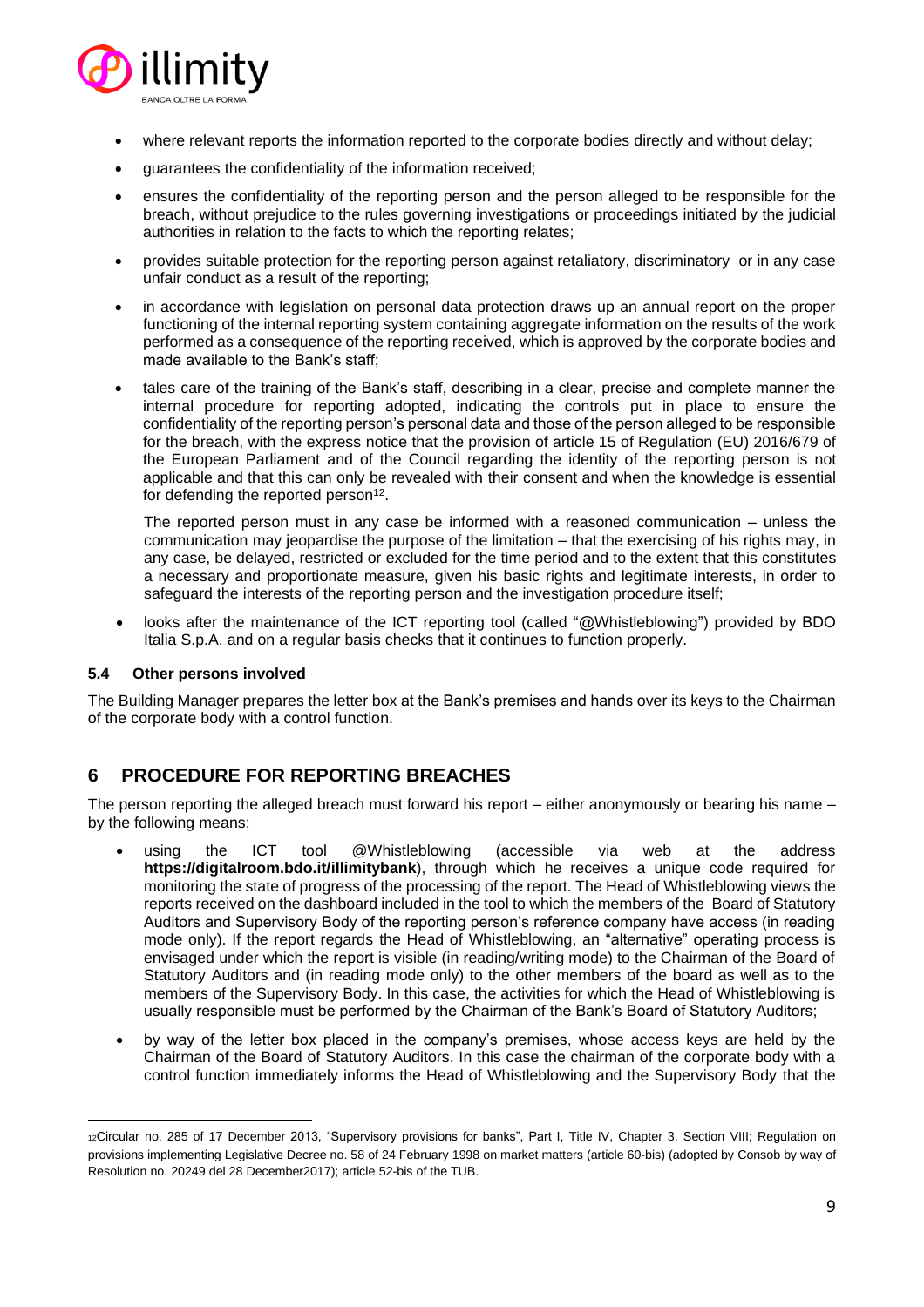- where relevant reports the information reported to the corporate bodies directly and without delay;
- guarantees the confidentiality of the information received;
- ensures the confidentiality of the reporting person and the person alleged to be responsible for the breach, without prejudice to the rules governing investigations or proceedings initiated by the judicial authorities in relation to the facts to which the reporting relates;
- provides suitable protection for the reporting person against retaliatory, discriminatory or in any case unfair conduct as a result of the reporting;
- in accordance with legislation on personal data protection draws up an annual report on the proper functioning of the internal reporting system containing aggregate information on the results of the work performed as a consequence of the reporting received, which is approved by the corporate bodies and made available to the Bank's staff;
- tales care of the training of the Bank's staff, describing in a clear, precise and complete manner the internal procedure for reporting adopted, indicating the controls put in place to ensure the confidentiality of the reporting person's personal data and those of the person alleged to be responsible for the breach, with the express notice that the provision of article 15 of Regulation (EU) 2016/679 of the European Parliament and of the Council regarding the identity of the reporting person is not applicable and that this can only be revealed with their consent and when the knowledge is essential for defending the reported person[12].

  The reported person must in any case be informed with a reasoned communication – unless the communication may jeopardise the purpose of the limitation – that the exercising of his rights may, in any case, be delayed, restricted or excluded for the time period and to the extent that this constitutes a necessary and proportionate measure, given his basic rights and legitimate interests, in order to safeguard the interests of the reporting person and the investigation procedure itself;
- looks after the maintenance of the ICT reporting tool (called "@Whistleblowing") provided by BDO Italia S.p.A. and on a regular basis checks that it continues to function properly.

### 5.4 Other persons involved

The Building Manager prepares the letter box at the Bank's premises and hands over its keys to the Chairman of the corporate body with a control function.

## 6 PROCEDURE FOR REPORTING BREACHES

The person reporting the alleged breach must forward his report – either anonymously or bearing his name – by the following means:

- using the ICT tool @Whistleblowing (accessible via web at the address **https://digitalroom.bdo.it/illimitybank**), through which he receives a unique code required for monitoring the state of progress of the processing of the report. The Head of Whistleblowing views the reports received on the dashboard included in the tool to which the members of the Board of Statutory Auditors and Supervisory Body of the reporting person's reference company have access (in reading mode only). If the report regards the Head of Whistleblowing, an "alternative" operating process is envisaged under which the report is visible (in reading/writing mode) to the Chairman of the Board of Statutory Auditors and (in reading mode only) to the other members of the board as well as to the members of the Supervisory Body. In this case, the activities for which the Head of Whistleblowing is usually responsible must be performed by the Chairman of the Bank's Board of Statutory Auditors;
- by way of the letter box placed in the company's premises, whose access keys are held by the Chairman of the Board of Statutory Auditors. In this case the chairman of the corporate body with a control function immediately informs the Head of Whistleblowing and the Supervisory Body that the

---

[12] Circular no. 285 of 17 December 2013, "Supervisory provisions for banks", Part I, Title IV, Chapter 3, Section VIII; Regulation on provisions implementing Legislative Decree no. 58 of 24 February 1998 on market matters (article 60-bis) (adopted by Consob by way of Resolution no. 20249 del 28 December2017); article 52-bis of the TUB.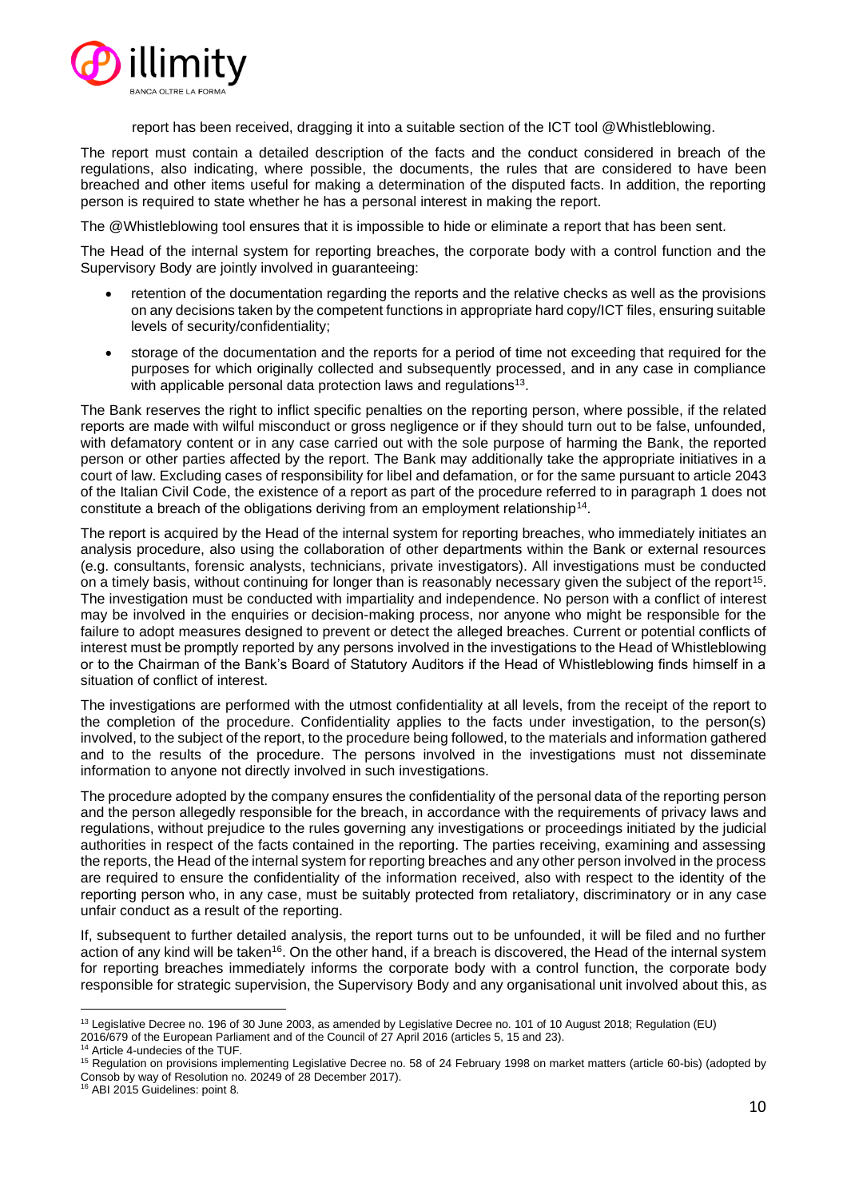report has been received, dragging it into a suitable section of the ICT tool @Whistleblowing.

The report must contain a detailed description of the facts and the conduct considered in breach of the regulations, also indicating, where possible, the documents, the rules that are considered to have been breached and other items useful for making a determination of the disputed facts. In addition, the reporting person is required to state whether he has a personal interest in making the report.

The @Whistleblowing tool ensures that it is impossible to hide or eliminate a report that has been sent.

The Head of the internal system for reporting breaches, the corporate body with a control function and the Supervisory Body are jointly involved in guaranteeing:

- retention of the documentation regarding the reports and the relative checks as well as the provisions on any decisions taken by the competent functions in appropriate hard copy/ICT files, ensuring suitable levels of security/confidentiality;
- storage of the documentation and the reports for a period of time not exceeding that required for the purposes for which originally collected and subsequently processed, and in any case in compliance with applicable personal data protection laws and regulations[13].

The Bank reserves the right to inflict specific penalties on the reporting person, where possible, if the related reports are made with wilful misconduct or gross negligence or if they should turn out to be false, unfounded, with defamatory content or in any case carried out with the sole purpose of harming the Bank, the reported person or other parties affected by the report. The Bank may additionally take the appropriate initiatives in a court of law. Excluding cases of responsibility for libel and defamation, or for the same pursuant to article 2043 of the Italian Civil Code, the existence of a report as part of the procedure referred to in paragraph 1 does not constitute a breach of the obligations deriving from an employment relationship[14].

The report is acquired by the Head of the internal system for reporting breaches, who immediately initiates an analysis procedure, also using the collaboration of other departments within the Bank or external resources (e.g. consultants, forensic analysts, technicians, private investigators). All investigations must be conducted on a timely basis, without continuing for longer than is reasonably necessary given the subject of the report[15]. The investigation must be conducted with impartiality and independence. No person with a conflict of interest may be involved in the enquiries or decision-making process, nor anyone who might be responsible for the failure to adopt measures designed to prevent or detect the alleged breaches. Current or potential conflicts of interest must be promptly reported by any persons involved in the investigations to the Head of Whistleblowing or to the Chairman of the Bank's Board of Statutory Auditors if the Head of Whistleblowing finds himself in a situation of conflict of interest.

The investigations are performed with the utmost confidentiality at all levels, from the receipt of the report to the completion of the procedure. Confidentiality applies to the facts under investigation, to the person(s) involved, to the subject of the report, to the procedure being followed, to the materials and information gathered and to the results of the procedure. The persons involved in the investigations must not disseminate information to anyone not directly involved in such investigations.

The procedure adopted by the company ensures the confidentiality of the personal data of the reporting person and the person allegedly responsible for the breach, in accordance with the requirements of privacy laws and regulations, without prejudice to the rules governing any investigations or proceedings initiated by the judicial authorities in respect of the facts contained in the reporting. The parties receiving, examining and assessing the reports, the Head of the internal system for reporting breaches and any other person involved in the process are required to ensure the confidentiality of the information received, also with respect to the identity of the reporting person who, in any case, must be suitably protected from retaliatory, discriminatory or in any case unfair conduct as a result of the reporting.

If, subsequent to further detailed analysis, the report turns out to be unfounded, it will be filed and no further action of any kind will be taken[16]. On the other hand, if a breach is discovered, the Head of the internal system for reporting breaches immediately informs the corporate body with a control function, the corporate body responsible for strategic supervision, the Supervisory Body and any organisational unit involved about this, as

---

[13] Legislative Decree no. 196 of 30 June 2003, as amended by Legislative Decree no. 101 of 10 August 2018; Regulation (EU) 2016/679 of the European Parliament and of the Council of 27 April 2016 (articles 5, 15 and 23).

[14] Article 4-undecies of the TUF.

[15] Regulation on provisions implementing Legislative Decree no. 58 of 24 February 1998 on market matters (article 60-bis) (adopted by Consob by way of Resolution no. 20249 of 28 December 2017).

[16] ABI 2015 Guidelines: point 8.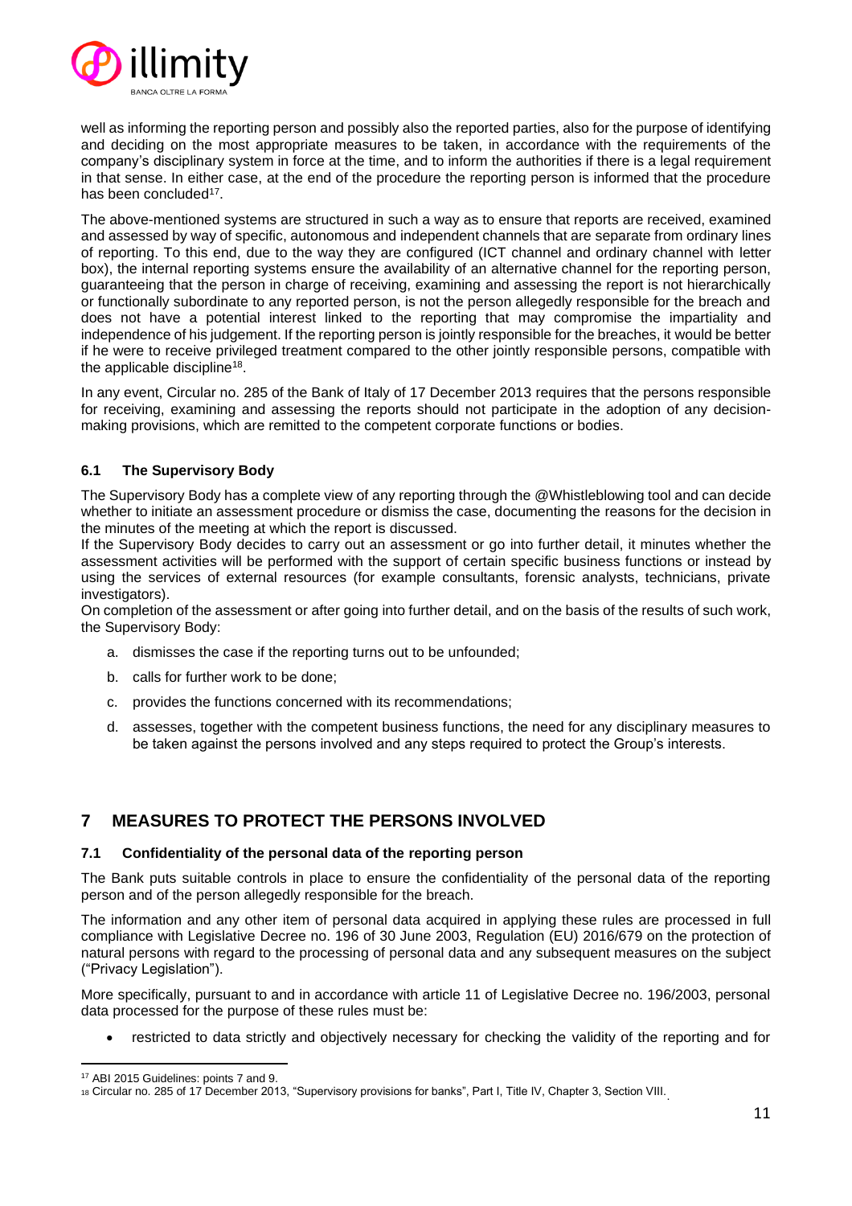well as informing the reporting person and possibly also the reported parties, also for the purpose of identifying and deciding on the most appropriate measures to be taken, in accordance with the requirements of the company's disciplinary system in force at the time, and to inform the authorities if there is a legal requirement in that sense. In either case, at the end of the procedure the reporting person is informed that the procedure has been concluded[17].

The above-mentioned systems are structured in such a way as to ensure that reports are received, examined and assessed by way of specific, autonomous and independent channels that are separate from ordinary lines of reporting. To this end, due to the way they are configured (ICT channel and ordinary channel with letter box), the internal reporting systems ensure the availability of an alternative channel for the reporting person, guaranteeing that the person in charge of receiving, examining and assessing the report is not hierarchically or functionally subordinate to any reported person, is not the person allegedly responsible for the breach and does not have a potential interest linked to the reporting that may compromise the impartiality and independence of his judgement. If the reporting person is jointly responsible for the breaches, it would be better if he were to receive privileged treatment compared to the other jointly responsible persons, compatible with the applicable discipline[18].

In any event, Circular no. 285 of the Bank of Italy of 17 December 2013 requires that the persons responsible for receiving, examining and assessing the reports should not participate in the adoption of any decision-making provisions, which are remitted to the competent corporate functions or bodies.

### 6.1 The Supervisory Body

The Supervisory Body has a complete view of any reporting through the @Whistleblowing tool and can decide whether to initiate an assessment procedure or dismiss the case, documenting the reasons for the decision in the minutes of the meeting at which the report is discussed.
If the Supervisory Body decides to carry out an assessment or go into further detail, it minutes whether the assessment activities will be performed with the support of certain specific business functions or instead by using the services of external resources (for example consultants, forensic analysts, technicians, private investigators).
On completion of the assessment or after going into further detail, and on the basis of the results of such work, the Supervisory Body:

a. dismisses the case if the reporting turns out to be unfounded;

b. calls for further work to be done;

c. provides the functions concerned with its recommendations;

d. assesses, together with the competent business functions, the need for any disciplinary measures to be taken against the persons involved and any steps required to protect the Group's interests.

## 7 MEASURES TO PROTECT THE PERSONS INVOLVED

### 7.1 Confidentiality of the personal data of the reporting person

The Bank puts suitable controls in place to ensure the confidentiality of the personal data of the reporting person and of the person allegedly responsible for the breach.

The information and any other item of personal data acquired in applying these rules are processed in full compliance with Legislative Decree no. 196 of 30 June 2003, Regulation (EU) 2016/679 on the protection of natural persons with regard to the processing of personal data and any subsequent measures on the subject ("Privacy Legislation").

More specifically, pursuant to and in accordance with article 11 of Legislative Decree no. 196/2003, personal data processed for the purpose of these rules must be:

- restricted to data strictly and objectively necessary for checking the validity of the reporting and for

[17] ABI 2015 Guidelines: points 7 and 9.

[18] Circular no. 285 of 17 December 2013, "Supervisory provisions for banks", Part I, Title IV, Chapter 3, Section VIII.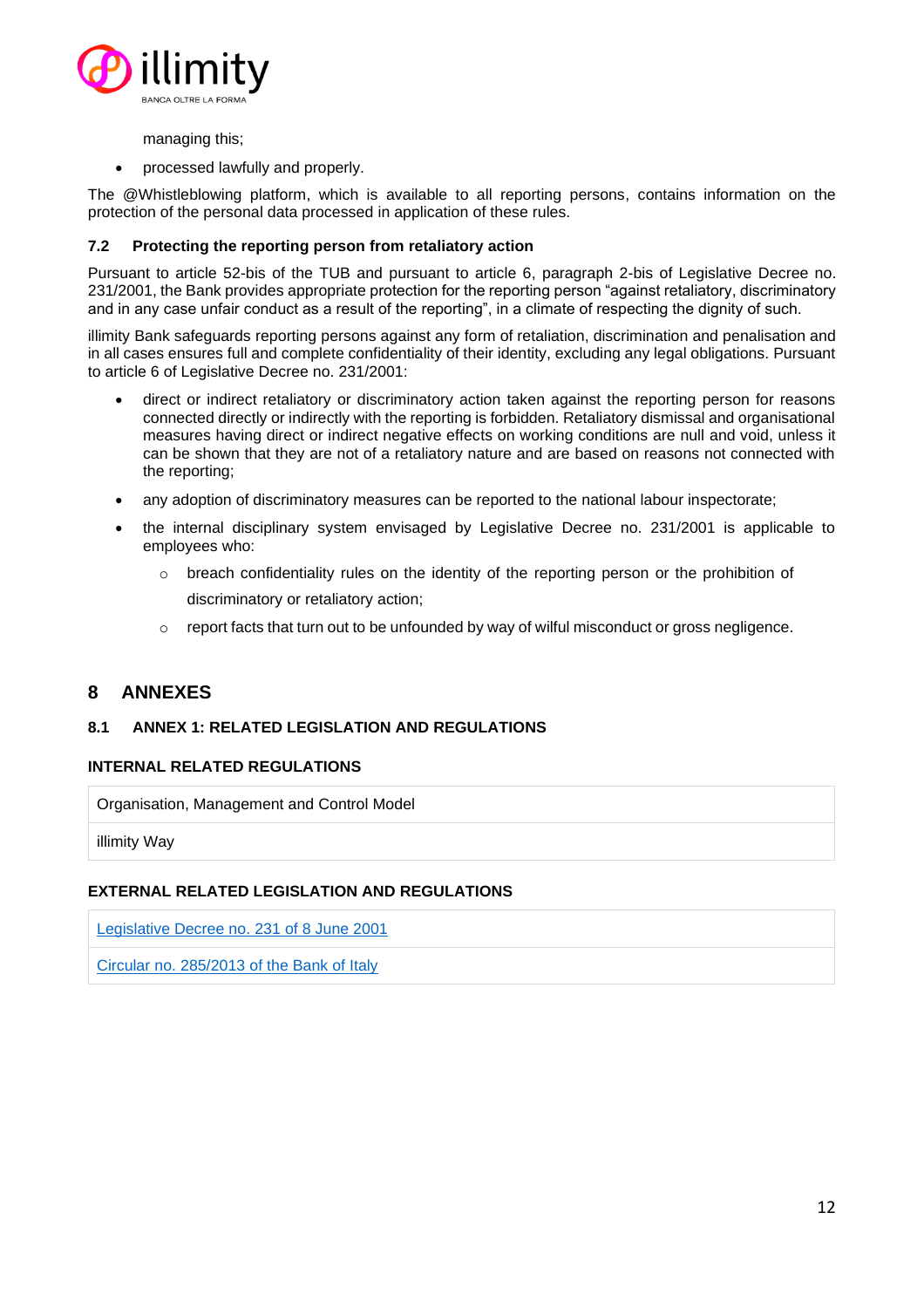managing this;

- processed lawfully and properly.

The @Whistleblowing platform, which is available to all reporting persons, contains information on the protection of the personal data processed in application of these rules.

### 7.2 Protecting the reporting person from retaliatory action

Pursuant to article 52-bis of the TUB and pursuant to article 6, paragraph 2-bis of Legislative Decree no. 231/2001, the Bank provides appropriate protection for the reporting person "against retaliatory, discriminatory and in any case unfair conduct as a result of the reporting", in a climate of respecting the dignity of such.

illimity Bank safeguards reporting persons against any form of retaliation, discrimination and penalisation and in all cases ensures full and complete confidentiality of their identity, excluding any legal obligations. Pursuant to article 6 of Legislative Decree no. 231/2001:

- direct or indirect retaliatory or discriminatory action taken against the reporting person for reasons connected directly or indirectly with the reporting is forbidden. Retaliatory dismissal and organisational measures having direct or indirect negative effects on working conditions are null and void, unless it can be shown that they are not of a retaliatory nature and are based on reasons not connected with the reporting;
- any adoption of discriminatory measures can be reported to the national labour inspectorate;
- the internal disciplinary system envisaged by Legislative Decree no. 231/2001 is applicable to employees who:
  - breach confidentiality rules on the identity of the reporting person or the prohibition of discriminatory or retaliatory action;
  - report facts that turn out to be unfounded by way of wilful misconduct or gross negligence.

## 8 ANNEXES

### 8.1 ANNEX 1: RELATED LEGISLATION AND REGULATIONS

**INTERNAL RELATED REGULATIONS**

| |
|---|
| Organisation, Management and Control Model |
| illimity Way |

**EXTERNAL RELATED LEGISLATION AND REGULATIONS**

| |
|---|
| Legislative Decree no. 231 of 8 June 2001 |
| Circular no. 285/2013 of the Bank of Italy |